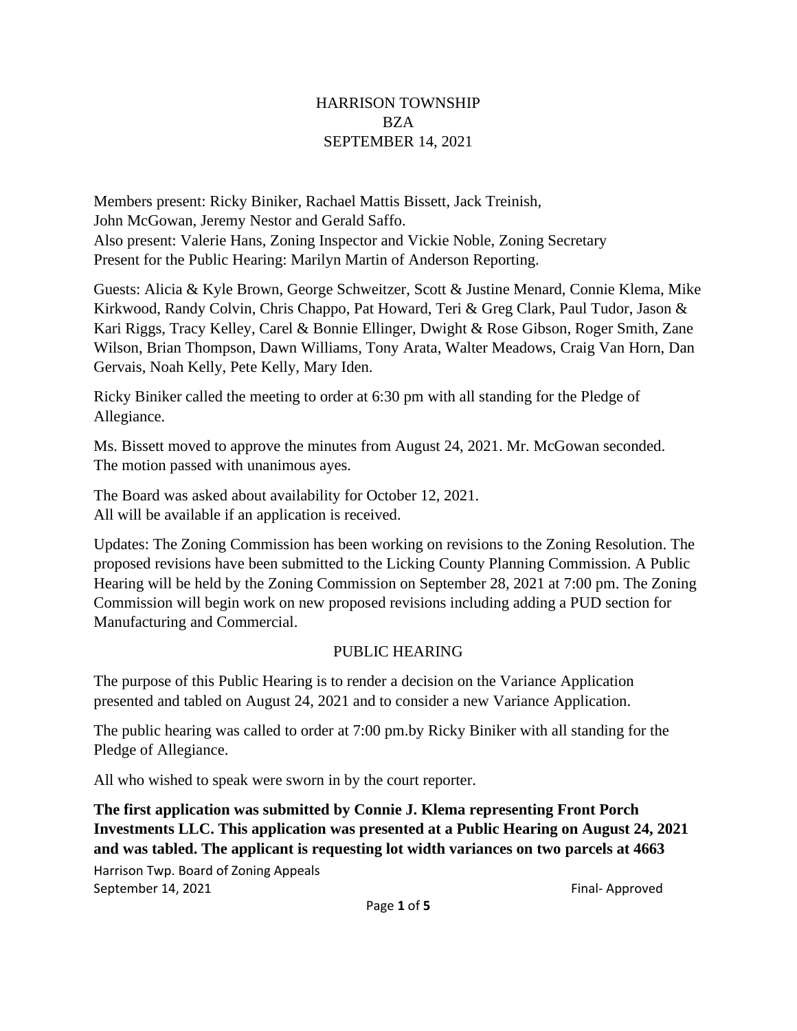# HARRISON TOWNSHIP
# BZA
# SEPTEMBER 14, 2021

Members present: Ricky Biniker, Rachael Mattis Bissett, Jack Treinish, John McGowan, Jeremy Nestor and Gerald Saffo.
Also present: Valerie Hans, Zoning Inspector and Vickie Noble, Zoning Secretary
Present for the Public Hearing: Marilyn Martin of Anderson Reporting.

Guests: Alicia & Kyle Brown, George Schweitzer, Scott & Justine Menard, Connie Klema, Mike Kirkwood, Randy Colvin, Chris Chappo, Pat Howard, Teri & Greg Clark, Paul Tudor, Jason & Kari Riggs, Tracy Kelley, Carel & Bonnie Ellinger, Dwight & Rose Gibson, Roger Smith, Zane Wilson, Brian Thompson, Dawn Williams, Tony Arata, Walter Meadows, Craig Van Horn, Dan Gervais, Noah Kelly, Pete Kelly, Mary Iden.

Ricky Biniker called the meeting to order at 6:30 pm with all standing for the Pledge of Allegiance.

Ms. Bissett moved to approve the minutes from August 24, 2021. Mr. McGowan seconded. The motion passed with unanimous ayes.

The Board was asked about availability for October 12, 2021.
All will be available if an application is received.

Updates: The Zoning Commission has been working on revisions to the Zoning Resolution. The proposed revisions have been submitted to the Licking County Planning Commission. A Public Hearing will be held by the Zoning Commission on September 28, 2021 at 7:00 pm. The Zoning Commission will begin work on new proposed revisions including adding a PUD section for Manufacturing and Commercial.

## PUBLIC HEARING

The purpose of this Public Hearing is to render a decision on the Variance Application presented and tabled on August 24, 2021 and to consider a new Variance Application.

The public hearing was called to order at 7:00 pm.by Ricky Biniker with all standing for the Pledge of Allegiance.

All who wished to speak were sworn in by the court reporter.

**The first application was submitted by Connie J. Klema representing Front Porch Investments LLC. This application was presented at a Public Hearing on August 24, 2021 and was tabled. The applicant is requesting lot width variances on two parcels at 4663**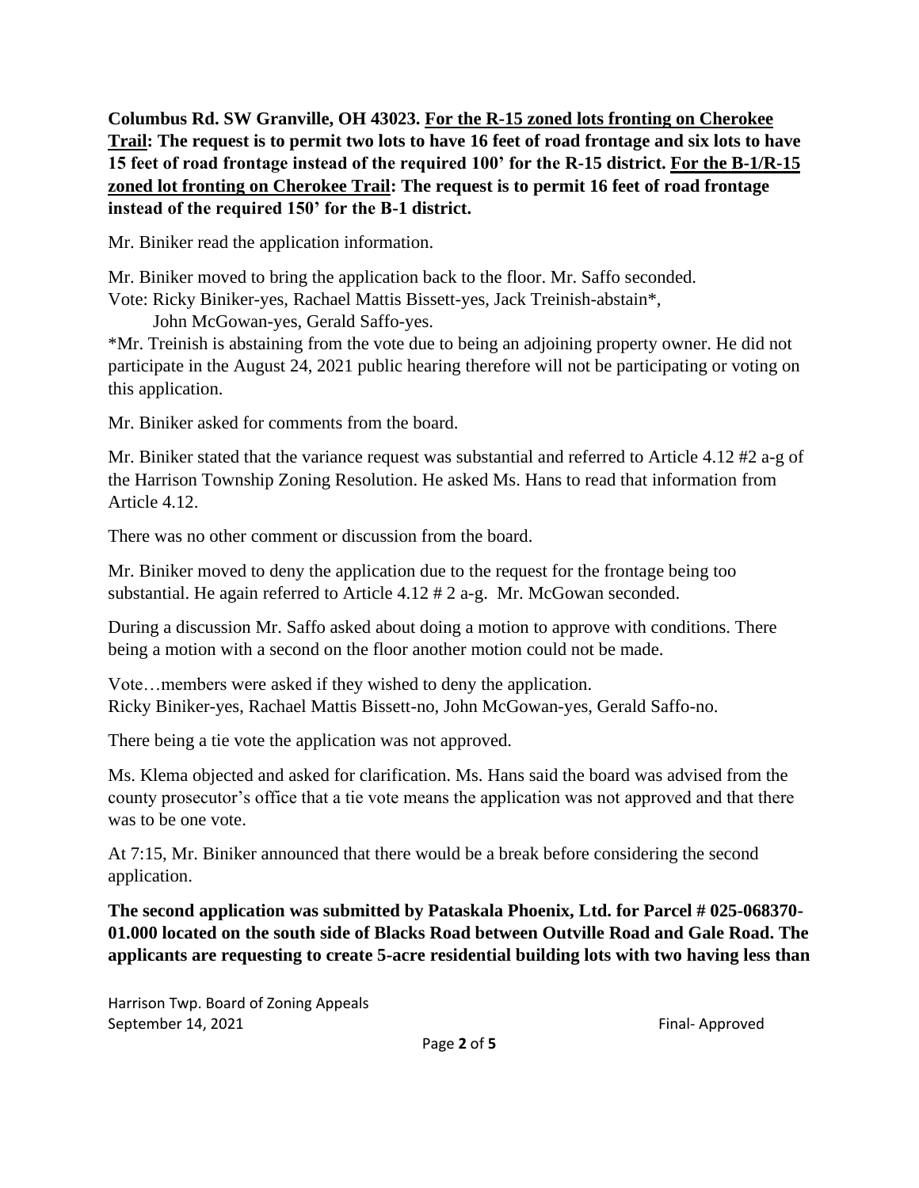**Columbus Rd. SW Granville, OH 43023. <u>For the R-15 zoned lots fronting on Cherokee Trail</u>: The request is to permit two lots to have 16 feet of road frontage and six lots to have 15 feet of road frontage instead of the required 100' for the R-15 district. <u>For the B-1/R-15 zoned lot fronting on Cherokee Trail</u>: The request is to permit 16 feet of road frontage instead of the required 150' for the B-1 district.**

Mr. Biniker read the application information.

Mr. Biniker moved to bring the application back to the floor. Mr. Saffo seconded.
Vote: Ricky Biniker-yes, Rachael Mattis Bissett-yes, Jack Treinish-abstain*,
John McGowan-yes, Gerald Saffo-yes.
*Mr. Treinish is abstaining from the vote due to being an adjoining property owner. He did not participate in the August 24, 2021 public hearing therefore will not be participating or voting on this application.

Mr. Biniker asked for comments from the board.

Mr. Biniker stated that the variance request was substantial and referred to Article 4.12 #2 a-g of the Harrison Township Zoning Resolution. He asked Ms. Hans to read that information from Article 4.12.

There was no other comment or discussion from the board.

Mr. Biniker moved to deny the application due to the request for the frontage being too substantial. He again referred to Article 4.12 # 2 a-g. Mr. McGowan seconded.

During a discussion Mr. Saffo asked about doing a motion to approve with conditions. There being a motion with a second on the floor another motion could not be made.

Vote…members were asked if they wished to deny the application.
Ricky Biniker-yes, Rachael Mattis Bissett-no, John McGowan-yes, Gerald Saffo-no.

There being a tie vote the application was not approved.

Ms. Klema objected and asked for clarification. Ms. Hans said the board was advised from the county prosecutor's office that a tie vote means the application was not approved and that there was to be one vote.

At 7:15, Mr. Biniker announced that there would be a break before considering the second application.

**The second application was submitted by Pataskala Phoenix, Ltd. for Parcel # 025-068370-01.000 located on the south side of Blacks Road between Outville Road and Gale Road. The applicants are requesting to create 5-acre residential building lots with two having less than**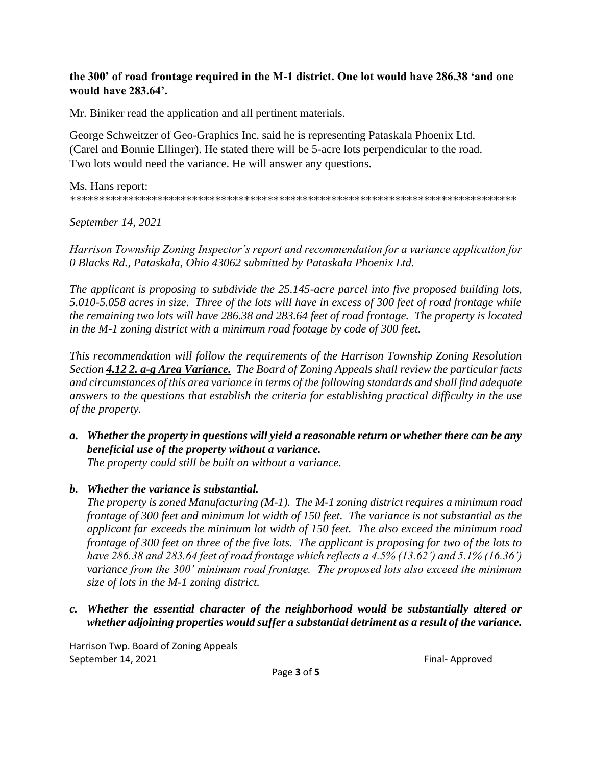**the 300' of road frontage required in the M-1 district. One lot would have 286.38 'and one would have 283.64'.**

Mr. Biniker read the application and all pertinent materials.

George Schweitzer of Geo-Graphics Inc. said he is representing Pataskala Phoenix Ltd. (Carel and Bonnie Ellinger). He stated there will be 5-acre lots perpendicular to the road. Two lots would need the variance. He will answer any questions.

Ms. Hans report:
*******************************************************************************

*September 14, 2021*

*Harrison Township Zoning Inspector's report and recommendation for a variance application for 0 Blacks Rd., Pataskala, Ohio 43062 submitted by Pataskala Phoenix Ltd.*

*The applicant is proposing to subdivide the 25.145-acre parcel into five proposed building lots, 5.010-5.058 acres in size. Three of the lots will have in excess of 300 feet of road frontage while the remaining two lots will have 286.38 and 283.64 feet of road frontage. The property is located in the M-1 zoning district with a minimum road footage by code of 300 feet.*

*This recommendation will follow the requirements of the Harrison Township Zoning Resolution Section* ***4.12 2. a-g Area Variance.*** *The Board of Zoning Appeals shall review the particular facts and circumstances of this area variance in terms of the following standards and shall find adequate answers to the questions that establish the criteria for establishing practical difficulty in the use of the property.*

***a. Whether the property in questions will yield a reasonable return or whether there can be any beneficial use of the property without a variance.***
*The property could still be built on without a variance.*

***b. Whether the variance is substantial.***
*The property is zoned Manufacturing (M-1). The M-1 zoning district requires a minimum road frontage of 300 feet and minimum lot width of 150 feet. The variance is not substantial as the applicant far exceeds the minimum lot width of 150 feet. The also exceed the minimum road frontage of 300 feet on three of the five lots. The applicant is proposing for two of the lots to have 286.38 and 283.64 feet of road frontage which reflects a 4.5% (13.62') and 5.1% (16.36') variance from the 300' minimum road frontage. The proposed lots also exceed the minimum size of lots in the M-1 zoning district.*

***c. Whether the essential character of the neighborhood would be substantially altered or whether adjoining properties would suffer a substantial detriment as a result of the variance.***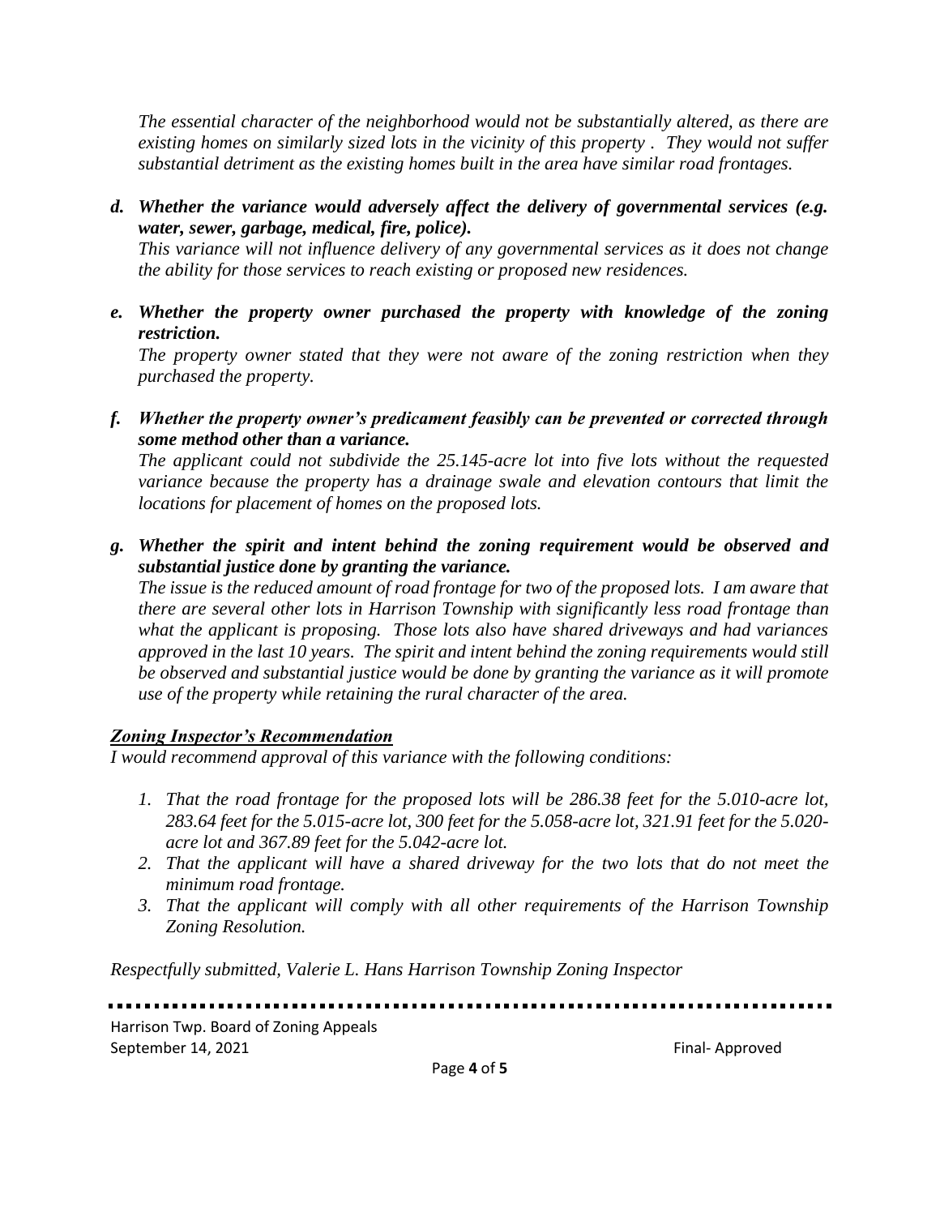*The essential character of the neighborhood would not be substantially altered, as there are existing homes on similarly sized lots in the vicinity of this property . They would not suffer substantial detriment as the existing homes built in the area have similar road frontages.*

*d. **Whether the variance would adversely affect the delivery of governmental services (e.g. water, sewer, garbage, medical, fire, police).***
*This variance will not influence delivery of any governmental services as it does not change the ability for those services to reach existing or proposed new residences.*

*e. **Whether the property owner purchased the property with knowledge of the zoning restriction.***
*The property owner stated that they were not aware of the zoning restriction when they purchased the property.*

*f. **Whether the property owner's predicament feasibly can be prevented or corrected through some method other than a variance.***
*The applicant could not subdivide the 25.145-acre lot into five lots without the requested variance because the property has a drainage swale and elevation contours that limit the locations for placement of homes on the proposed lots.*

*g. **Whether the spirit and intent behind the zoning requirement would be observed and substantial justice done by granting the variance.***
*The issue is the reduced amount of road frontage for two of the proposed lots. I am aware that there are several other lots in Harrison Township with significantly less road frontage than what the applicant is proposing. Those lots also have shared driveways and had variances approved in the last 10 years. The spirit and intent behind the zoning requirements would still be observed and substantial justice would be done by granting the variance as it will promote use of the property while retaining the rural character of the area.*

***Zoning Inspector's Recommendation***

*I would recommend approval of this variance with the following conditions:*

1. *That the road frontage for the proposed lots will be 286.38 feet for the 5.010-acre lot, 283.64 feet for the 5.015-acre lot, 300 feet for the 5.058-acre lot, 321.91 feet for the 5.020-acre lot and 367.89 feet for the 5.042-acre lot.*
2. *That the applicant will have a shared driveway for the two lots that do not meet the minimum road frontage.*
3. *That the applicant will comply with all other requirements of the Harrison Township Zoning Resolution.*

*Respectfully submitted, Valerie L. Hans Harrison Township Zoning Inspector*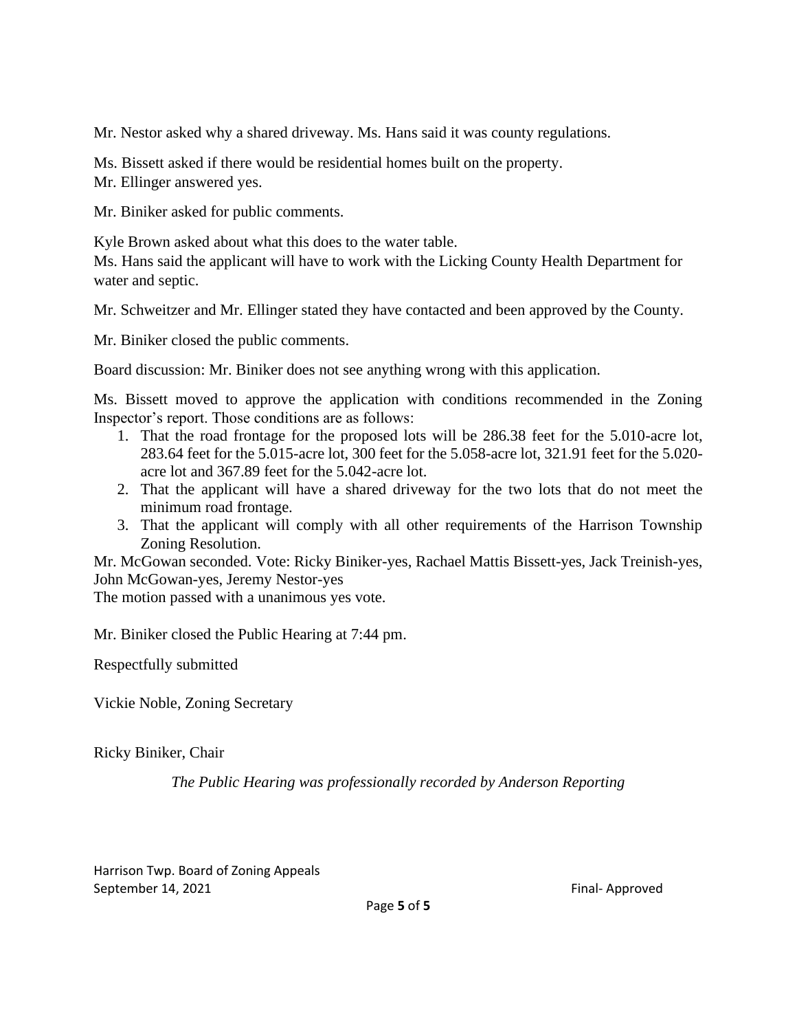Mr. Nestor asked why a shared driveway. Ms. Hans said it was county regulations.

Ms. Bissett asked if there would be residential homes built on the property.
Mr. Ellinger answered yes.

Mr. Biniker asked for public comments.

Kyle Brown asked about what this does to the water table.
Ms. Hans said the applicant will have to work with the Licking County Health Department for water and septic.

Mr. Schweitzer and Mr. Ellinger stated they have contacted and been approved by the County.

Mr. Biniker closed the public comments.

Board discussion: Mr. Biniker does not see anything wrong with this application.

Ms. Bissett moved to approve the application with conditions recommended in the Zoning Inspector's report. Those conditions are as follows:

1. That the road frontage for the proposed lots will be 286.38 feet for the 5.010-acre lot, 283.64 feet for the 5.015-acre lot, 300 feet for the 5.058-acre lot, 321.91 feet for the 5.020-acre lot and 367.89 feet for the 5.042-acre lot.
2. That the applicant will have a shared driveway for the two lots that do not meet the minimum road frontage.
3. That the applicant will comply with all other requirements of the Harrison Township Zoning Resolution.

Mr. McGowan seconded. Vote: Ricky Biniker-yes, Rachael Mattis Bissett-yes, Jack Treinish-yes, John McGowan-yes, Jeremy Nestor-yes
The motion passed with a unanimous yes vote.

Mr. Biniker closed the Public Hearing at 7:44 pm.

Respectfully submitted

Vickie Noble, Zoning Secretary

Ricky Biniker, Chair

*The Public Hearing was professionally recorded by Anderson Reporting*